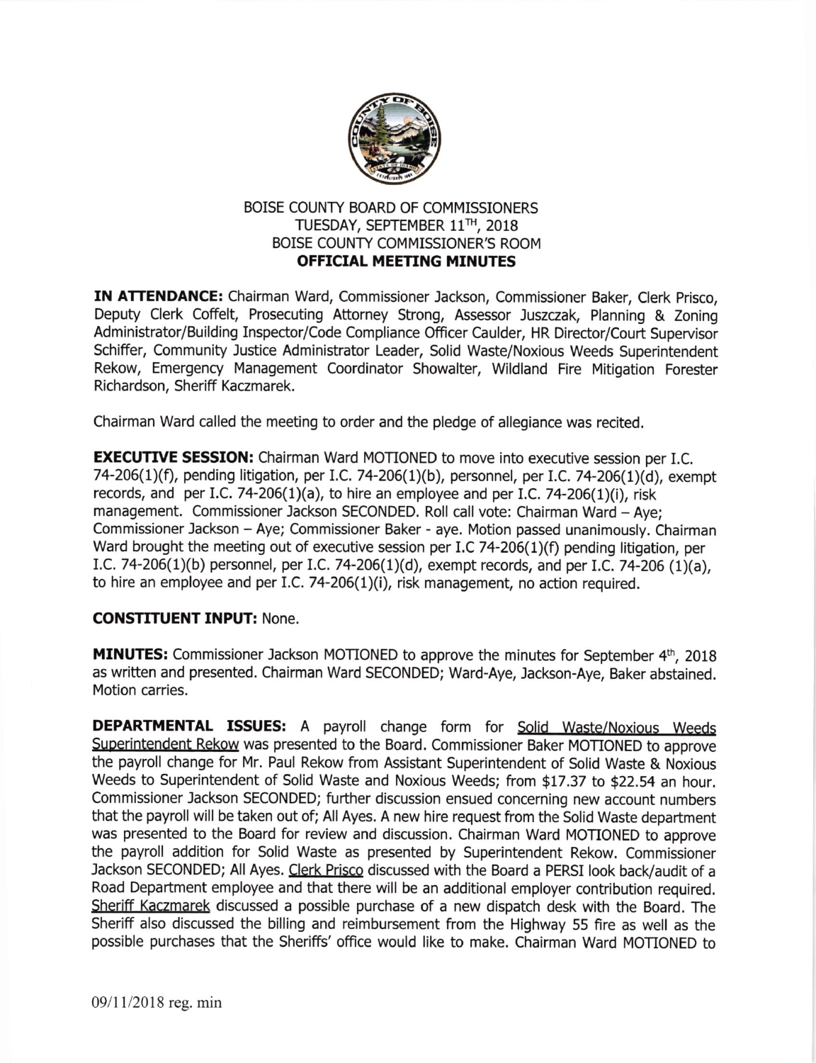BOISE COUNTY BOARD OF COMMISSIONERS
TUESDAY, SEPTEMBER 11TH, 2018
BOISE COUNTY COMMISSIONER'S ROOM
**OFFICIAL MEETING MINUTES**

**IN ATTENDANCE:** Chairman Ward, Commissioner Jackson, Commissioner Baker, Clerk Prisco, Deputy Clerk Coffelt, Prosecuting Attorney Strong, Assessor Juszczak, Planning & Zoning Administrator/Building Inspector/Code Compliance Officer Caulder, HR Director/Court Supervisor Schiffer, Community Justice Administrator Leader, Solid Waste/Noxious Weeds Superintendent Rekow, Emergency Management Coordinator Showalter, Wildland Fire Mitigation Forester Richardson, Sheriff Kaczmarek.

Chairman Ward called the meeting to order and the pledge of allegiance was recited.

**EXECUTIVE SESSION:** Chairman Ward MOTIONED to move into executive session per I.C. 74-206(1)(f), pending litigation, per I.C. 74-206(1)(b), personnel, per I.C. 74-206(1)(d), exempt records, and per I.C. 74-206(1)(a), to hire an employee and per I.C. 74-206(1)(i), risk management. Commissioner Jackson SECONDED. Roll call vote: Chairman Ward – Aye; Commissioner Jackson – Aye; Commissioner Baker - aye. Motion passed unanimously. Chairman Ward brought the meeting out of executive session per I.C 74-206(1)(f) pending litigation, per I.C. 74-206(1)(b) personnel, per I.C. 74-206(1)(d), exempt records, and per I.C. 74-206 (1)(a), to hire an employee and per I.C. 74-206(1)(i), risk management, no action required.

**CONSTITUENT INPUT:** None.

**MINUTES:** Commissioner Jackson MOTIONED to approve the minutes for September 4th, 2018 as written and presented. Chairman Ward SECONDED; Ward-Aye, Jackson-Aye, Baker abstained. Motion carries.

**DEPARTMENTAL ISSUES:** A payroll change form for Solid Waste/Noxious Weeds Superintendent Rekow was presented to the Board. Commissioner Baker MOTIONED to approve the payroll change for Mr. Paul Rekow from Assistant Superintendent of Solid Waste & Noxious Weeds to Superintendent of Solid Waste and Noxious Weeds; from $17.37 to $22.54 an hour. Commissioner Jackson SECONDED; further discussion ensued concerning new account numbers that the payroll will be taken out of; All Ayes. A new hire request from the Solid Waste department was presented to the Board for review and discussion. Chairman Ward MOTIONED to approve the payroll addition for Solid Waste as presented by Superintendent Rekow. Commissioner Jackson SECONDED; All Ayes. Clerk Prisco discussed with the Board a PERSI look back/audit of a Road Department employee and that there will be an additional employer contribution required. Sheriff Kaczmarek discussed a possible purchase of a new dispatch desk with the Board. The Sheriff also discussed the billing and reimbursement from the Highway 55 fire as well as the possible purchases that the Sheriffs' office would like to make. Chairman Ward MOTIONED to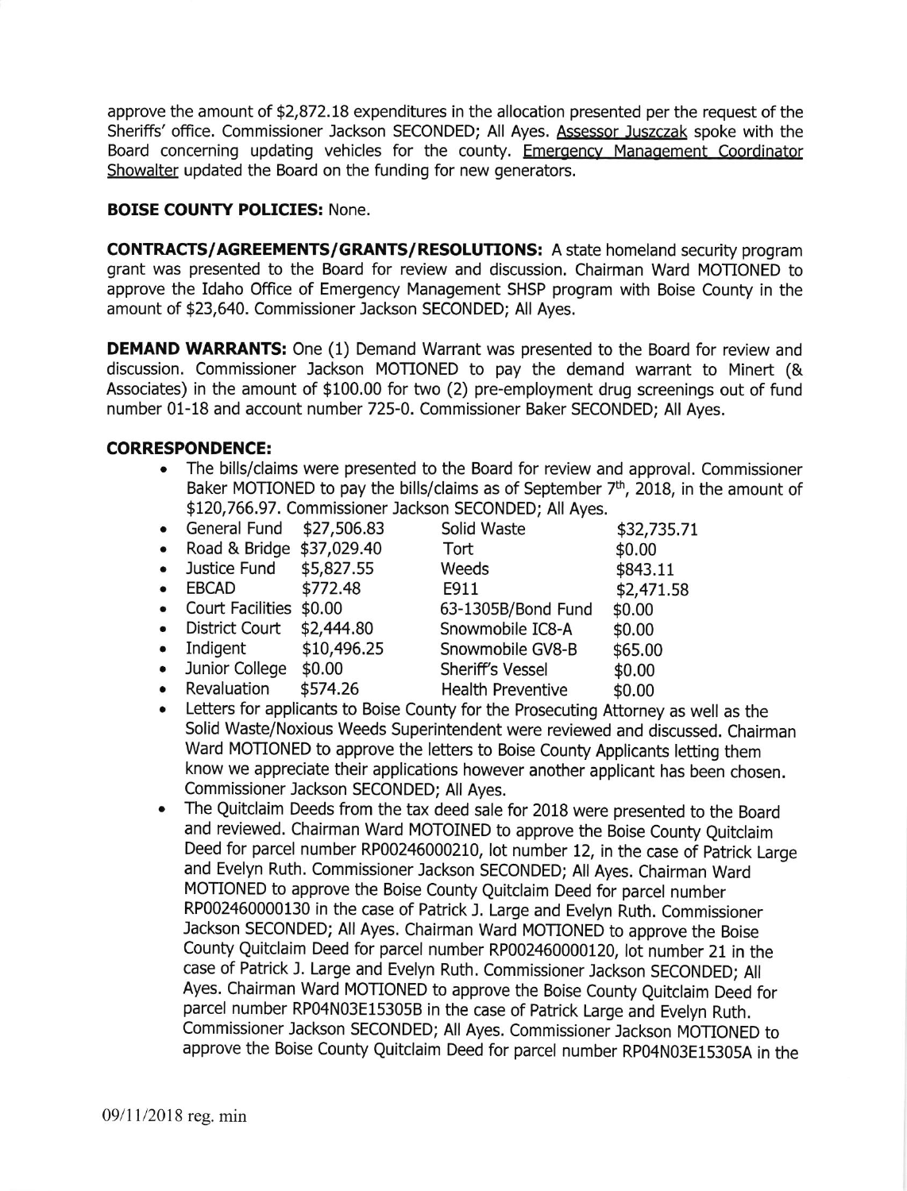approve the amount of $2,872.18 expenditures in the allocation presented per the request of the Sheriffs' office. Commissioner Jackson SECONDED; All Ayes. Assessor Juszczak spoke with the Board concerning updating vehicles for the county. Emergency Management Coordinator Showalter updated the Board on the funding for new generators.

**BOISE COUNTY POLICIES:** None.

**CONTRACTS/AGREEMENTS/GRANTS/RESOLUTIONS:** A state homeland security program grant was presented to the Board for review and discussion. Chairman Ward MOTIONED to approve the Idaho Office of Emergency Management SHSP program with Boise County in the amount of $23,640. Commissioner Jackson SECONDED; All Ayes.

**DEMAND WARRANTS:** One (1) Demand Warrant was presented to the Board for review and discussion. Commissioner Jackson MOTIONED to pay the demand warrant to Minert (& Associates) in the amount of $100.00 for two (2) pre-employment drug screenings out of fund number 01-18 and account number 725-0. Commissioner Baker SECONDED; All Ayes.

**CORRESPONDENCE:**

- The bills/claims were presented to the Board for review and approval. Commissioner Baker MOTIONED to pay the bills/claims as of September 7th, 2018, in the amount of $120,766.97. Commissioner Jackson SECONDED; All Ayes.

| | | | |
|---|---|---|---|
| General Fund | $27,506.83 | Solid Waste | $32,735.71 |
| Road & Bridge | $37,029.40 | Tort | $0.00 |
| Justice Fund | $5,827.55 | Weeds | $843.11 |
| EBCAD | $772.48 | E911 | $2,471.58 |
| Court Facilities | $0.00 | 63-1305B/Bond Fund | $0.00 |
| District Court | $2,444.80 | Snowmobile IC8-A | $0.00 |
| Indigent | $10,496.25 | Snowmobile GV8-B | $65.00 |
| Junior College | $0.00 | Sheriff's Vessel | $0.00 |
| Revaluation | $574.26 | Health Preventive | $0.00 |

- Letters for applicants to Boise County for the Prosecuting Attorney as well as the Solid Waste/Noxious Weeds Superintendent were reviewed and discussed. Chairman Ward MOTIONED to approve the letters to Boise County Applicants letting them know we appreciate their applications however another applicant has been chosen. Commissioner Jackson SECONDED; All Ayes.
- The Quitclaim Deeds from the tax deed sale for 2018 were presented to the Board and reviewed. Chairman Ward MOTOINED to approve the Boise County Quitclaim Deed for parcel number RP00246000210, lot number 12, in the case of Patrick Large and Evelyn Ruth. Commissioner Jackson SECONDED; All Ayes. Chairman Ward MOTIONED to approve the Boise County Quitclaim Deed for parcel number RP002460000130 in the case of Patrick J. Large and Evelyn Ruth. Commissioner Jackson SECONDED; All Ayes. Chairman Ward MOTIONED to approve the Boise County Quitclaim Deed for parcel number RP002460000120, lot number 21 in the case of Patrick J. Large and Evelyn Ruth. Commissioner Jackson SECONDED; All Ayes. Chairman Ward MOTIONED to approve the Boise County Quitclaim Deed for parcel number RP04N03E15305B in the case of Patrick Large and Evelyn Ruth. Commissioner Jackson SECONDED; All Ayes. Commissioner Jackson MOTIONED to approve the Boise County Quitclaim Deed for parcel number RP04N03E15305A in the

09/11/2018 reg. min